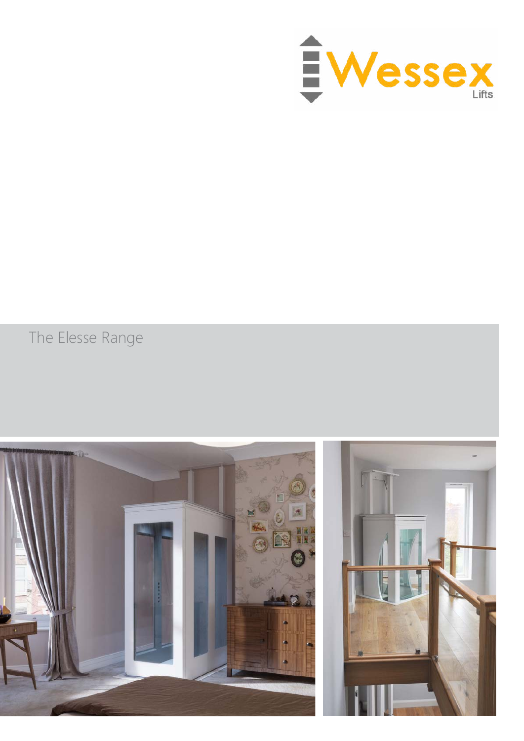Wessex Lifts

# The Elesse Range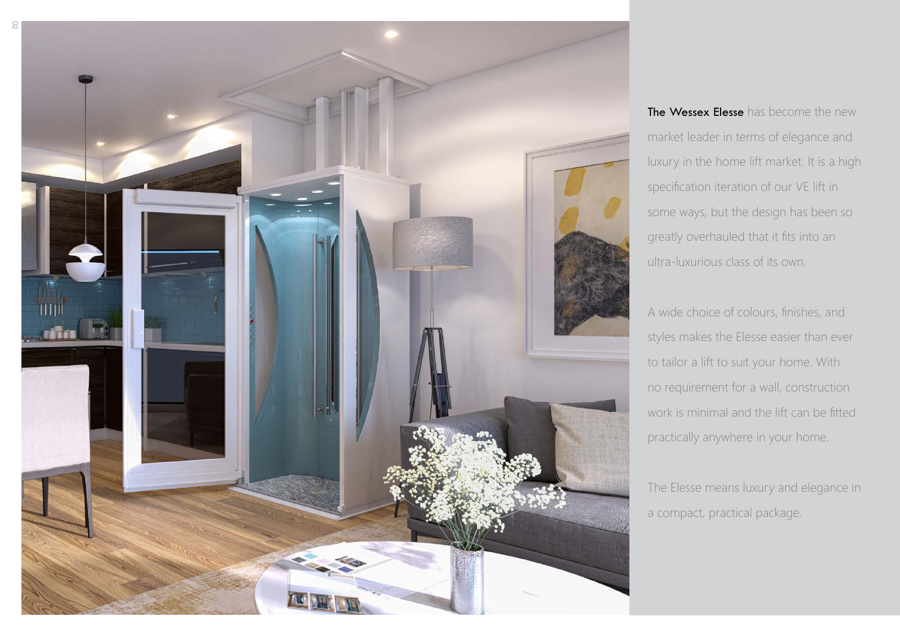**The Wessex Elesse** has become the new market leader in terms of elegance and luxury in the home lift market. It is a high specification iteration of our VE lift in some ways, but the design has been so greatly overhauled that it fits into an ultra-luxurious class of its own.

A wide choice of colours, finishes, and styles makes the Elesse easier than ever to tailor a lift to suit your home. With no requirement for a wall, construction work is minimal and the lift can be fitted practically anywhere in your home.

The Elesse means luxury and elegance in a compact, practical package.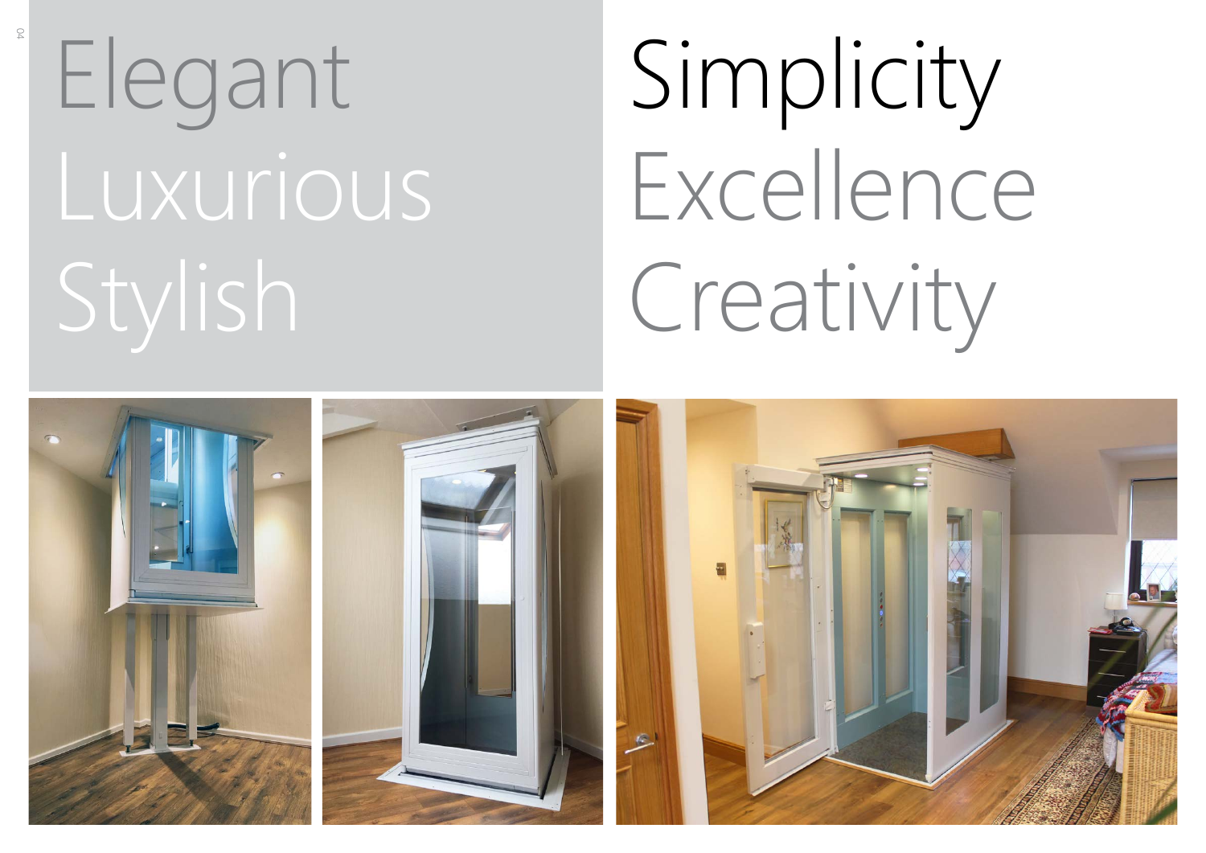Elegant
Luxurious
Stylish

Simplicity
Excellence
Creativity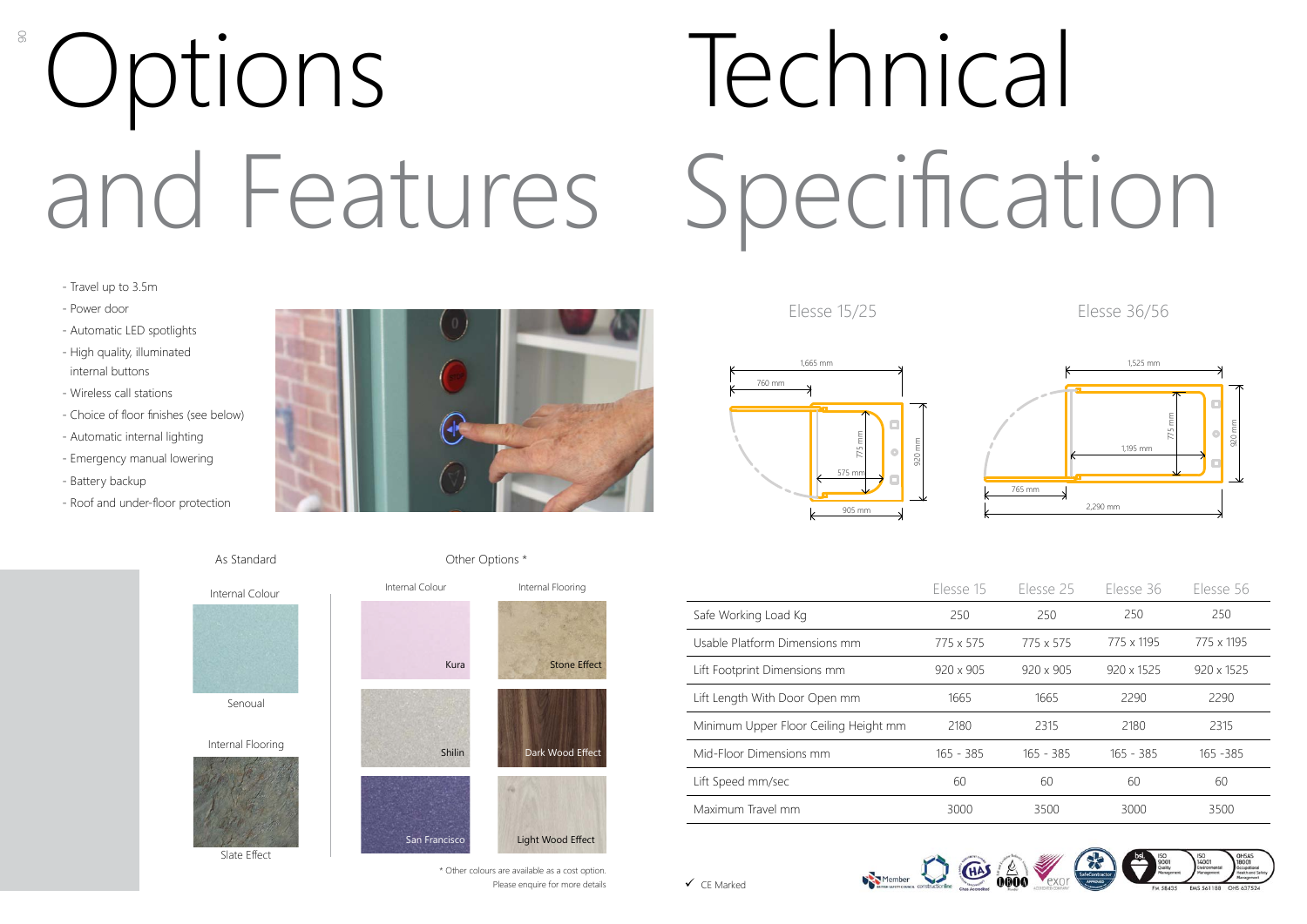# Options and Features

- Travel up to 3.5m
- Power door
- Automatic LED spotlights
- High quality, illuminated internal buttons
- Wireless call stations
- Choice of floor finishes (see below)
- Automatic internal lighting
- Emergency manual lowering
- Battery backup
- Roof and under-floor protection

### As Standard

Internal Colour

Senoual

Internal Flooring

Slate Effect

### Other Options *

| Internal Colour | Internal Flooring |
|---|---|
| Kura | Stone Effect |
| Shilin | Dark Wood Effect |
| San Francisco | Light Wood Effect |

\* Other colours are available as a cost option. Please enquire for more details

# Technical Specification

Elesse 15/25

1,665 mm; 760 mm; 775 mm; 575 mm; 920 mm; 905 mm

Elesse 36/56

1,525 mm; 775 mm; 1,195 mm; 920 mm; 765 mm; 2,290 mm

| | Elesse 15 | Elesse 25 | Elesse 36 | Elesse 56 |
|---|---|---|---|---|
| Safe Working Load Kg | 250 | 250 | 250 | 250 |
| Usable Platform Dimensions mm | 775 x 575 | 775 x 575 | 775 x 1195 | 775 x 1195 |
| Lift Footprint Dimensions mm | 920 x 905 | 920 x 905 | 920 x 1525 | 920 x 1525 |
| Lift Length With Door Open mm | 1665 | 1665 | 2290 | 2290 |
| Minimum Upper Floor Ceiling Height mm | 2180 | 2315 | 2180 | 2315 |
| Mid-Floor Dimensions mm | 165 - 385 | 165 - 385 | 165 - 385 | 165 -385 |
| Lift Speed mm/sec | 60 | 60 | 60 | 60 |
| Maximum Travel mm | 3000 | 3500 | 3000 | 3500 |

✓ CE Marked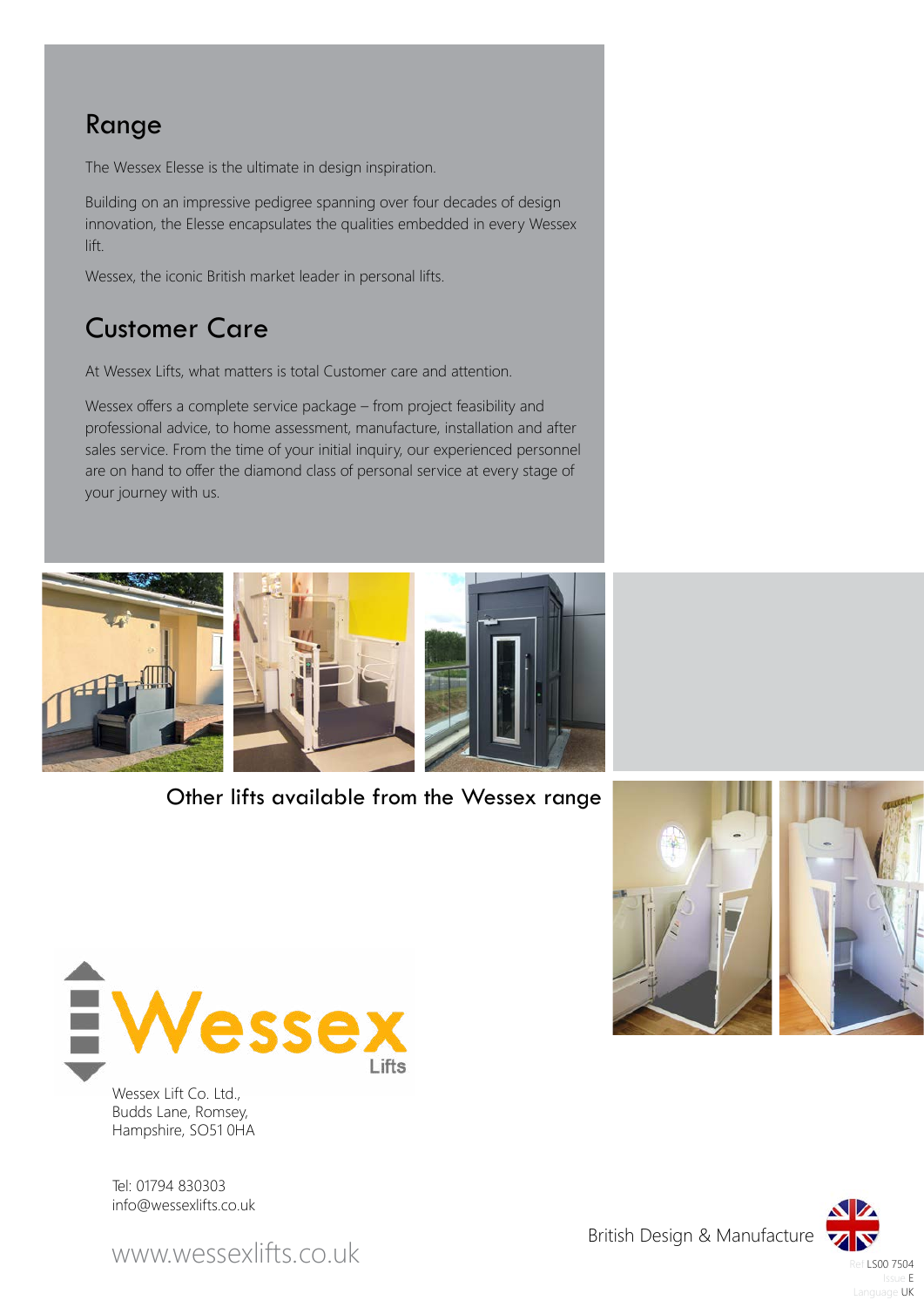## Range

The Wessex Elesse is the ultimate in design inspiration.

Building on an impressive pedigree spanning over four decades of design innovation, the Elesse encapsulates the qualities embedded in every Wessex lift.

Wessex, the iconic British market leader in personal lifts.

## Customer Care

At Wessex Lifts, what matters is total Customer care and attention.

Wessex offers a complete service package – from project feasibility and professional advice, to home assessment, manufacture, installation and after sales service. From the time of your initial inquiry, our experienced personnel are on hand to offer the diamond class of personal service at every stage of your journey with us.

Other lifts available from the Wessex range

Wessex Lifts

Wessex Lift Co. Ltd.,
Budds Lane, Romsey,
Hampshire, SO51 0HA

Tel: 01794 830303
info@wessexlifts.co.uk

www.wessexlifts.co.uk

British Design & Manufacture

Ref LS00 7504
Issue E
Language UK